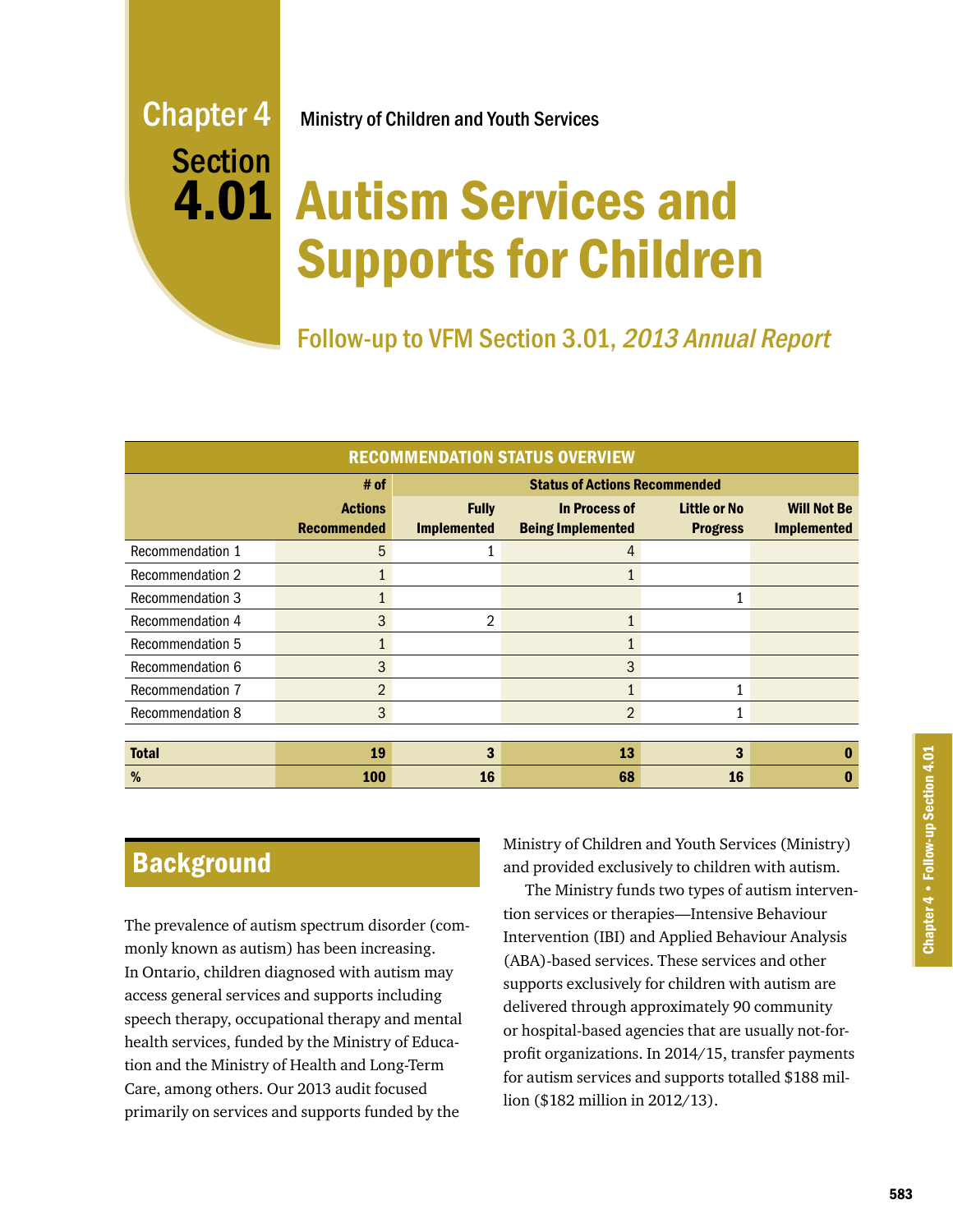Chapter 4 Section 4.01

Ministry of Children and Youth Services

# Autism Services and Supports for Children

## Follow-up to VFM Section 3.01, *2013 Annual Report*

| RECOMMENDATION STATUS OVERVIEW | | | | | |
|---|---|---|---|---|---|
| | # of | Status of Actions Recommended | | | |
| | Actions Recommended | Fully Implemented | In Process of Being Implemented | Little or No Progress | Will Not Be Implemented |
| Recommendation 1 | 5 | 1 | 4 | | |
| Recommendation 2 | 1 | | 1 | | |
| Recommendation 3 | 1 | | | 1 | |
| Recommendation 4 | 3 | 2 | 1 | | |
| Recommendation 5 | 1 | | 1 | | |
| Recommendation 6 | 3 | | 3 | | |
| Recommendation 7 | 2 | | 1 | 1 | |
| Recommendation 8 | 3 | | 2 | 1 | |
| **Total** | **19** | **3** | **13** | **3** | **0** |
| **%** | **100** | **16** | **68** | **16** | **0** |

## Background

The prevalence of autism spectrum disorder (commonly known as autism) has been increasing. In Ontario, children diagnosed with autism may access general services and supports including speech therapy, occupational therapy and mental health services, funded by the Ministry of Education and the Ministry of Health and Long-Term Care, among others. Our 2013 audit focused primarily on services and supports funded by the Ministry of Children and Youth Services (Ministry) and provided exclusively to children with autism.

The Ministry funds two types of autism intervention services or therapies—Intensive Behaviour Intervention (IBI) and Applied Behaviour Analysis (ABA)-based services. These services and other supports exclusively for children with autism are delivered through approximately 90 community or hospital-based agencies that are usually not-for-profit organizations. In 2014/15, transfer payments for autism services and supports totalled $188 million ($182 million in 2012/13).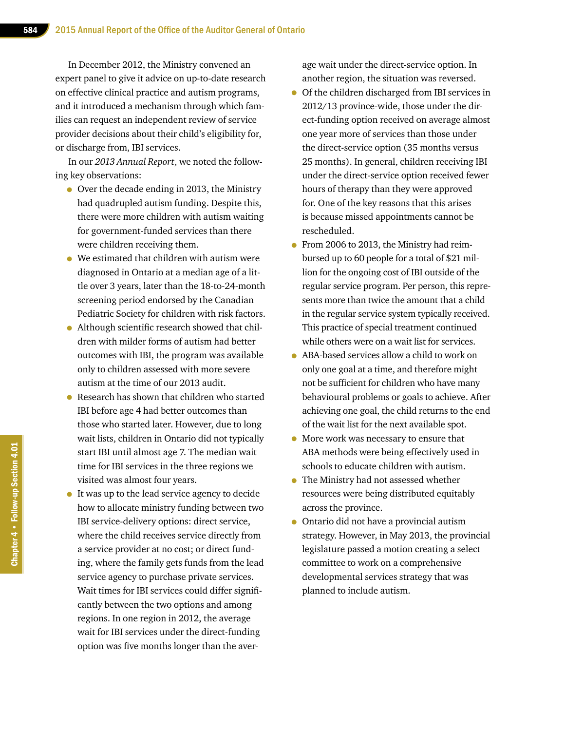In December 2012, the Ministry convened an expert panel to give it advice on up-to-date research on effective clinical practice and autism programs, and it introduced a mechanism through which families can request an independent review of service provider decisions about their child's eligibility for, or discharge from, IBI services.

In our *2013 Annual Report*, we noted the following key observations:

- Over the decade ending in 2013, the Ministry had quadrupled autism funding. Despite this, there were more children with autism waiting for government-funded services than there were children receiving them.
- We estimated that children with autism were diagnosed in Ontario at a median age of a little over 3 years, later than the 18-to-24-month screening period endorsed by the Canadian Pediatric Society for children with risk factors.
- Although scientific research showed that children with milder forms of autism had better outcomes with IBI, the program was available only to children assessed with more severe autism at the time of our 2013 audit.
- Research has shown that children who started IBI before age 4 had better outcomes than those who started later. However, due to long wait lists, children in Ontario did not typically start IBI until almost age 7. The median wait time for IBI services in the three regions we visited was almost four years.
- It was up to the lead service agency to decide how to allocate ministry funding between two IBI service-delivery options: direct service, where the child receives service directly from a service provider at no cost; or direct funding, where the family gets funds from the lead service agency to purchase private services. Wait times for IBI services could differ significantly between the two options and among regions. In one region in 2012, the average wait for IBI services under the direct-funding option was five months longer than the average wait under the direct-service option. In another region, the situation was reversed.
- Of the children discharged from IBI services in 2012/13 province-wide, those under the direct-funding option received on average almost one year more of services than those under the direct-service option (35 months versus 25 months). In general, children receiving IBI under the direct-service option received fewer hours of therapy than they were approved for. One of the key reasons that this arises is because missed appointments cannot be rescheduled.
- From 2006 to 2013, the Ministry had reimbursed up to 60 people for a total of $21 million for the ongoing cost of IBI outside of the regular service program. Per person, this represents more than twice the amount that a child in the regular service system typically received. This practice of special treatment continued while others were on a wait list for services.
- ABA-based services allow a child to work on only one goal at a time, and therefore might not be sufficient for children who have many behavioural problems or goals to achieve. After achieving one goal, the child returns to the end of the wait list for the next available spot.
- More work was necessary to ensure that ABA methods were being effectively used in schools to educate children with autism.
- The Ministry had not assessed whether resources were being distributed equitably across the province.
- Ontario did not have a provincial autism strategy. However, in May 2013, the provincial legislature passed a motion creating a select committee to work on a comprehensive developmental services strategy that was planned to include autism.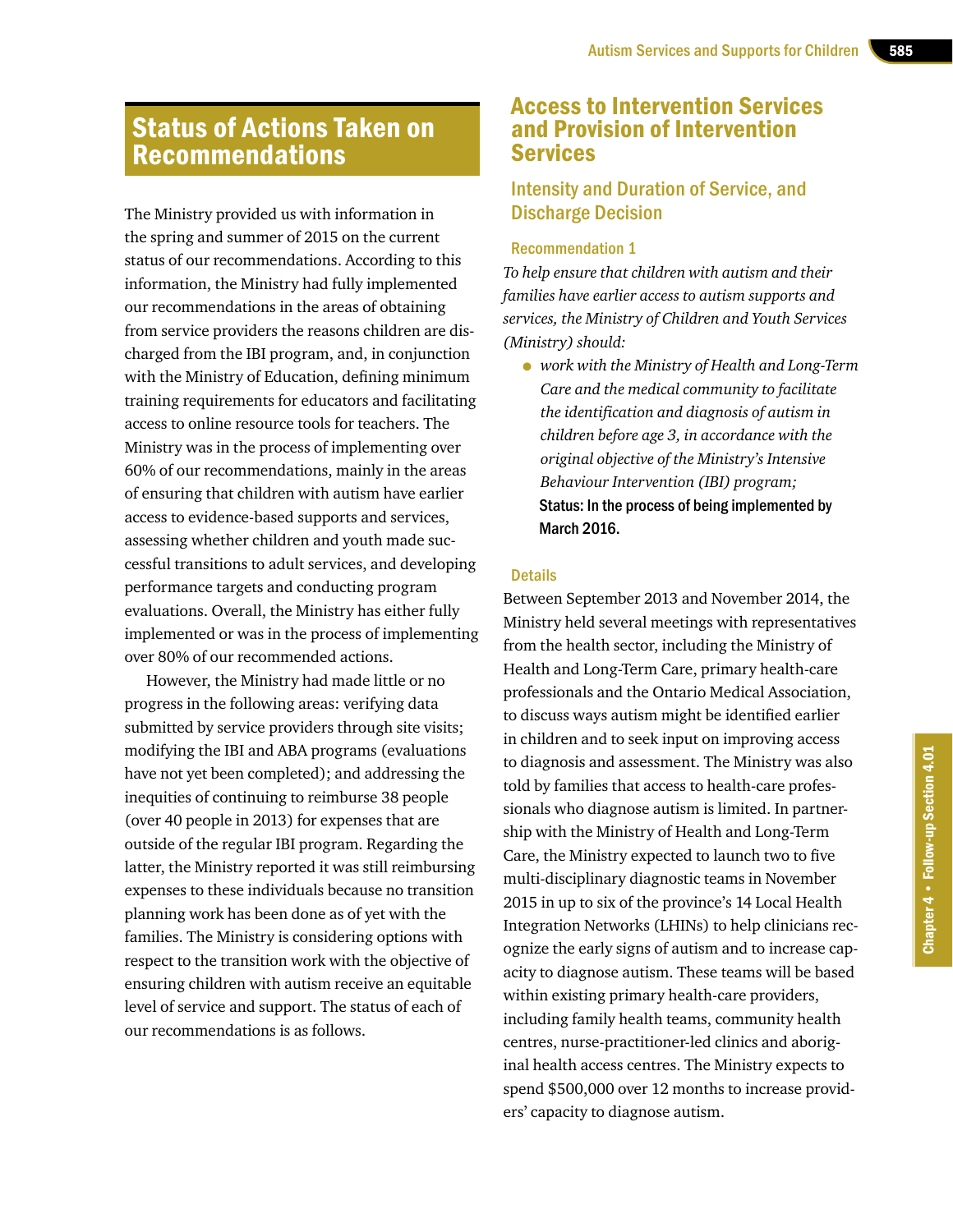## Status of Actions Taken on Recommendations

The Ministry provided us with information in the spring and summer of 2015 on the current status of our recommendations. According to this information, the Ministry had fully implemented our recommendations in the areas of obtaining from service providers the reasons children are discharged from the IBI program, and, in conjunction with the Ministry of Education, defining minimum training requirements for educators and facilitating access to online resource tools for teachers. The Ministry was in the process of implementing over 60% of our recommendations, mainly in the areas of ensuring that children with autism have earlier access to evidence-based supports and services, assessing whether children and youth made successful transitions to adult services, and developing performance targets and conducting program evaluations. Overall, the Ministry has either fully implemented or was in the process of implementing over 80% of our recommended actions.

However, the Ministry had made little or no progress in the following areas: verifying data submitted by service providers through site visits; modifying the IBI and ABA programs (evaluations have not yet been completed); and addressing the inequities of continuing to reimburse 38 people (over 40 people in 2013) for expenses that are outside of the regular IBI program. Regarding the latter, the Ministry reported it was still reimbursing expenses to these individuals because no transition planning work has been done as of yet with the families. The Ministry is considering options with respect to the transition work with the objective of ensuring children with autism receive an equitable level of service and support. The status of each of our recommendations is as follows.

## Access to Intervention Services and Provision of Intervention Services

### Intensity and Duration of Service, and Discharge Decision

#### Recommendation 1

*To help ensure that children with autism and their families have earlier access to autism supports and services, the Ministry of Children and Youth Services (Ministry) should:*

- *work with the Ministry of Health and Long-Term Care and the medical community to facilitate the identification and diagnosis of autism in children before age 3, in accordance with the original objective of the Ministry's Intensive Behaviour Intervention (IBI) program;*

  **Status: In the process of being implemented by March 2016.**

#### Details

Between September 2013 and November 2014, the Ministry held several meetings with representatives from the health sector, including the Ministry of Health and Long-Term Care, primary health-care professionals and the Ontario Medical Association, to discuss ways autism might be identified earlier in children and to seek input on improving access to diagnosis and assessment. The Ministry was also told by families that access to health-care professionals who diagnose autism is limited. In partnership with the Ministry of Health and Long-Term Care, the Ministry expected to launch two to five multi-disciplinary diagnostic teams in November 2015 in up to six of the province's 14 Local Health Integration Networks (LHINs) to help clinicians recognize the early signs of autism and to increase capacity to diagnose autism. These teams will be based within existing primary health-care providers, including family health teams, community health centres, nurse-practitioner-led clinics and aboriginal health access centres. The Ministry expects to spend $500,000 over 12 months to increase providers' capacity to diagnose autism.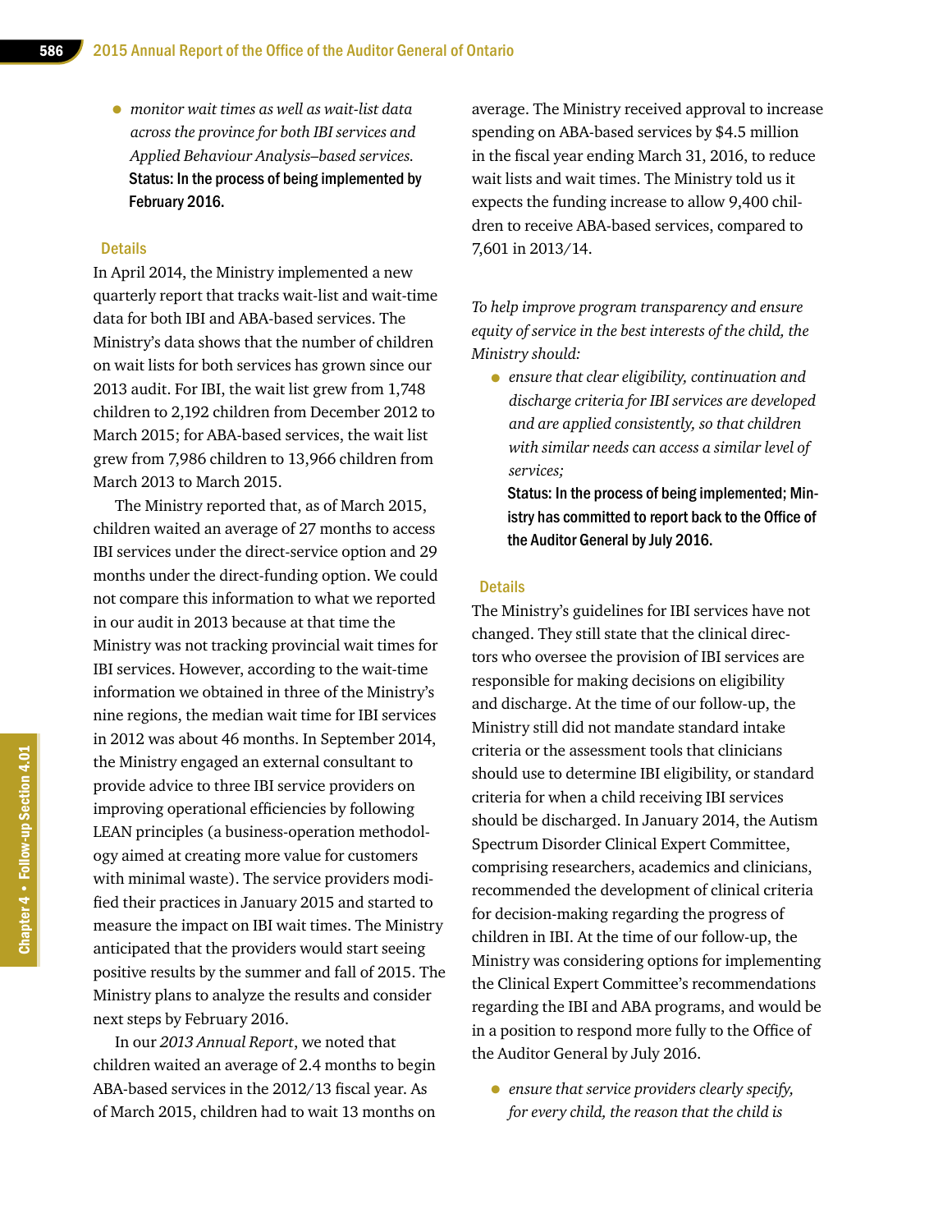- *monitor wait times as well as wait-list data across the province for both IBI services and Applied Behaviour Analysis–based services.*

  **Status: In the process of being implemented by February 2016.**

### Details

In April 2014, the Ministry implemented a new quarterly report that tracks wait-list and wait-time data for both IBI and ABA-based services. The Ministry's data shows that the number of children on wait lists for both services has grown since our 2013 audit. For IBI, the wait list grew from 1,748 children to 2,192 children from December 2012 to March 2015; for ABA-based services, the wait list grew from 7,986 children to 13,966 children from March 2013 to March 2015.

The Ministry reported that, as of March 2015, children waited an average of 27 months to access IBI services under the direct-service option and 29 months under the direct-funding option. We could not compare this information to what we reported in our audit in 2013 because at that time the Ministry was not tracking provincial wait times for IBI services. However, according to the wait-time information we obtained in three of the Ministry's nine regions, the median wait time for IBI services in 2012 was about 46 months. In September 2014, the Ministry engaged an external consultant to provide advice to three IBI service providers on improving operational efficiencies by following LEAN principles (a business-operation methodology aimed at creating more value for customers with minimal waste). The service providers modified their practices in January 2015 and started to measure the impact on IBI wait times. The Ministry anticipated that the providers would start seeing positive results by the summer and fall of 2015. The Ministry plans to analyze the results and consider next steps by February 2016.

In our *2013 Annual Report*, we noted that children waited an average of 2.4 months to begin ABA-based services in the 2012/13 fiscal year. As of March 2015, children had to wait 13 months on average. The Ministry received approval to increase spending on ABA-based services by $4.5 million in the fiscal year ending March 31, 2016, to reduce wait lists and wait times. The Ministry told us it expects the funding increase to allow 9,400 children to receive ABA-based services, compared to 7,601 in 2013/14.

*To help improve program transparency and ensure equity of service in the best interests of the child, the Ministry should:*

- *ensure that clear eligibility, continuation and discharge criteria for IBI services are developed and are applied consistently, so that children with similar needs can access a similar level of services;*

  **Status: In the process of being implemented; Ministry has committed to report back to the Office of the Auditor General by July 2016.**

### Details

The Ministry's guidelines for IBI services have not changed. They still state that the clinical directors who oversee the provision of IBI services are responsible for making decisions on eligibility and discharge. At the time of our follow-up, the Ministry still did not mandate standard intake criteria or the assessment tools that clinicians should use to determine IBI eligibility, or standard criteria for when a child receiving IBI services should be discharged. In January 2014, the Autism Spectrum Disorder Clinical Expert Committee, comprising researchers, academics and clinicians, recommended the development of clinical criteria for decision-making regarding the progress of children in IBI. At the time of our follow-up, the Ministry was considering options for implementing the Clinical Expert Committee's recommendations regarding the IBI and ABA programs, and would be in a position to respond more fully to the Office of the Auditor General by July 2016.

- *ensure that service providers clearly specify, for every child, the reason that the child is*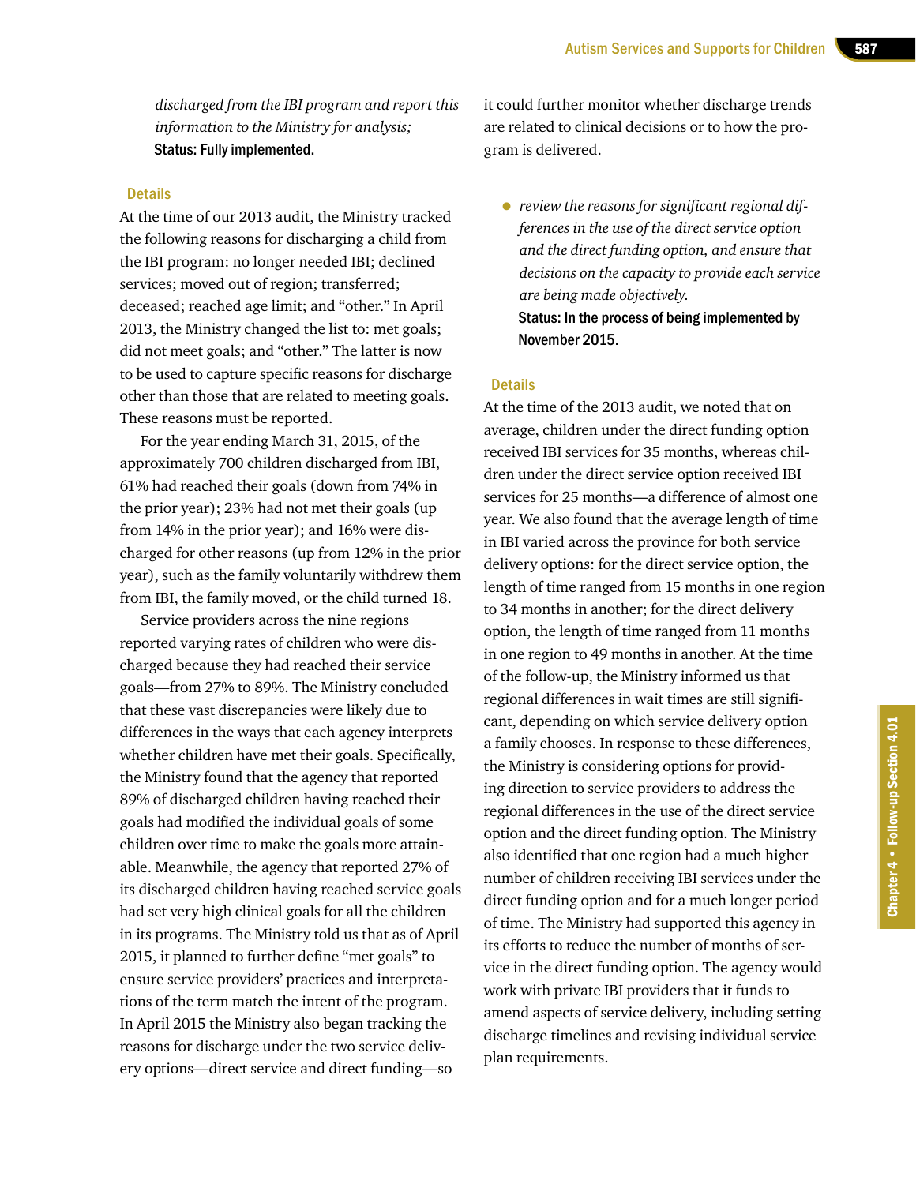*discharged from the IBI program and report this information to the Ministry for analysis;*
**Status: Fully implemented.**

### Details

At the time of our 2013 audit, the Ministry tracked the following reasons for discharging a child from the IBI program: no longer needed IBI; declined services; moved out of region; transferred; deceased; reached age limit; and "other." In April 2013, the Ministry changed the list to: met goals; did not meet goals; and "other." The latter is now to be used to capture specific reasons for discharge other than those that are related to meeting goals. These reasons must be reported.

For the year ending March 31, 2015, of the approximately 700 children discharged from IBI, 61% had reached their goals (down from 74% in the prior year); 23% had not met their goals (up from 14% in the prior year); and 16% were discharged for other reasons (up from 12% in the prior year), such as the family voluntarily withdrew them from IBI, the family moved, or the child turned 18.

Service providers across the nine regions reported varying rates of children who were discharged because they had reached their service goals—from 27% to 89%. The Ministry concluded that these vast discrepancies were likely due to differences in the ways that each agency interprets whether children have met their goals. Specifically, the Ministry found that the agency that reported 89% of discharged children having reached their goals had modified the individual goals of some children over time to make the goals more attainable. Meanwhile, the agency that reported 27% of its discharged children having reached service goals had set very high clinical goals for all the children in its programs. The Ministry told us that as of April 2015, it planned to further define "met goals" to ensure service providers' practices and interpretations of the term match the intent of the program. In April 2015 the Ministry also began tracking the reasons for discharge under the two service delivery options—direct service and direct funding—so it could further monitor whether discharge trends are related to clinical decisions or to how the program is delivered.

- *review the reasons for significant regional differences in the use of the direct service option and the direct funding option, and ensure that decisions on the capacity to provide each service are being made objectively.*
  **Status: In the process of being implemented by November 2015.**

### Details

At the time of the 2013 audit, we noted that on average, children under the direct funding option received IBI services for 35 months, whereas children under the direct service option received IBI services for 25 months—a difference of almost one year. We also found that the average length of time in IBI varied across the province for both service delivery options: for the direct service option, the length of time ranged from 15 months in one region to 34 months in another; for the direct delivery option, the length of time ranged from 11 months in one region to 49 months in another. At the time of the follow-up, the Ministry informed us that regional differences in wait times are still significant, depending on which service delivery option a family chooses. In response to these differences, the Ministry is considering options for providing direction to service providers to address the regional differences in the use of the direct service option and the direct funding option. The Ministry also identified that one region had a much higher number of children receiving IBI services under the direct funding option and for a much longer period of time. The Ministry had supported this agency in its efforts to reduce the number of months of service in the direct funding option. The agency would work with private IBI providers that it funds to amend aspects of service delivery, including setting discharge timelines and revising individual service plan requirements.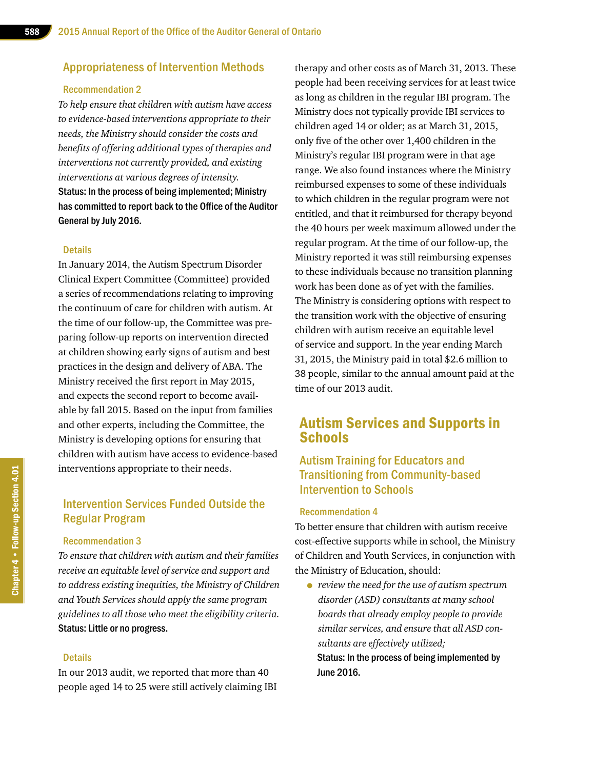### Appropriateness of Intervention Methods

#### Recommendation 2

*To help ensure that children with autism have access to evidence-based interventions appropriate to their needs, the Ministry should consider the costs and benefits of offering additional types of therapies and interventions not currently provided, and existing interventions at various degrees of intensity.*

**Status: In the process of being implemented; Ministry has committed to report back to the Office of the Auditor General by July 2016.**

#### Details

In January 2014, the Autism Spectrum Disorder Clinical Expert Committee (Committee) provided a series of recommendations relating to improving the continuum of care for children with autism. At the time of our follow-up, the Committee was preparing follow-up reports on intervention directed at children showing early signs of autism and best practices in the design and delivery of ABA. The Ministry received the first report in May 2015, and expects the second report to become available by fall 2015. Based on the input from families and other experts, including the Committee, the Ministry is developing options for ensuring that children with autism have access to evidence-based interventions appropriate to their needs.

### Intervention Services Funded Outside the Regular Program

#### Recommendation 3

*To ensure that children with autism and their families receive an equitable level of service and support and to address existing inequities, the Ministry of Children and Youth Services should apply the same program guidelines to all those who meet the eligibility criteria.*

**Status: Little or no progress.**

#### Details

In our 2013 audit, we reported that more than 40 people aged 14 to 25 were still actively claiming IBI therapy and other costs as of March 31, 2013. These people had been receiving services for at least twice as long as children in the regular IBI program. The Ministry does not typically provide IBI services to children aged 14 or older; as at March 31, 2015, only five of the other over 1,400 children in the Ministry's regular IBI program were in that age range. We also found instances where the Ministry reimbursed expenses to some of these individuals to which children in the regular program were not entitled, and that it reimbursed for therapy beyond the 40 hours per week maximum allowed under the regular program. At the time of our follow-up, the Ministry reported it was still reimbursing expenses to these individuals because no transition planning work has been done as of yet with the families. The Ministry is considering options with respect to the transition work with the objective of ensuring children with autism receive an equitable level of service and support. In the year ending March 31, 2015, the Ministry paid in total $2.6 million to 38 people, similar to the annual amount paid at the time of our 2013 audit.

## Autism Services and Supports in Schools

### Autism Training for Educators and Transitioning from Community-based Intervention to Schools

#### Recommendation 4

To better ensure that children with autism receive cost-effective supports while in school, the Ministry of Children and Youth Services, in conjunction with the Ministry of Education, should:

- *review the need for the use of autism spectrum disorder (ASD) consultants at many school boards that already employ people to provide similar services, and ensure that all ASD consultants are effectively utilized;*

  **Status: In the process of being implemented by June 2016.**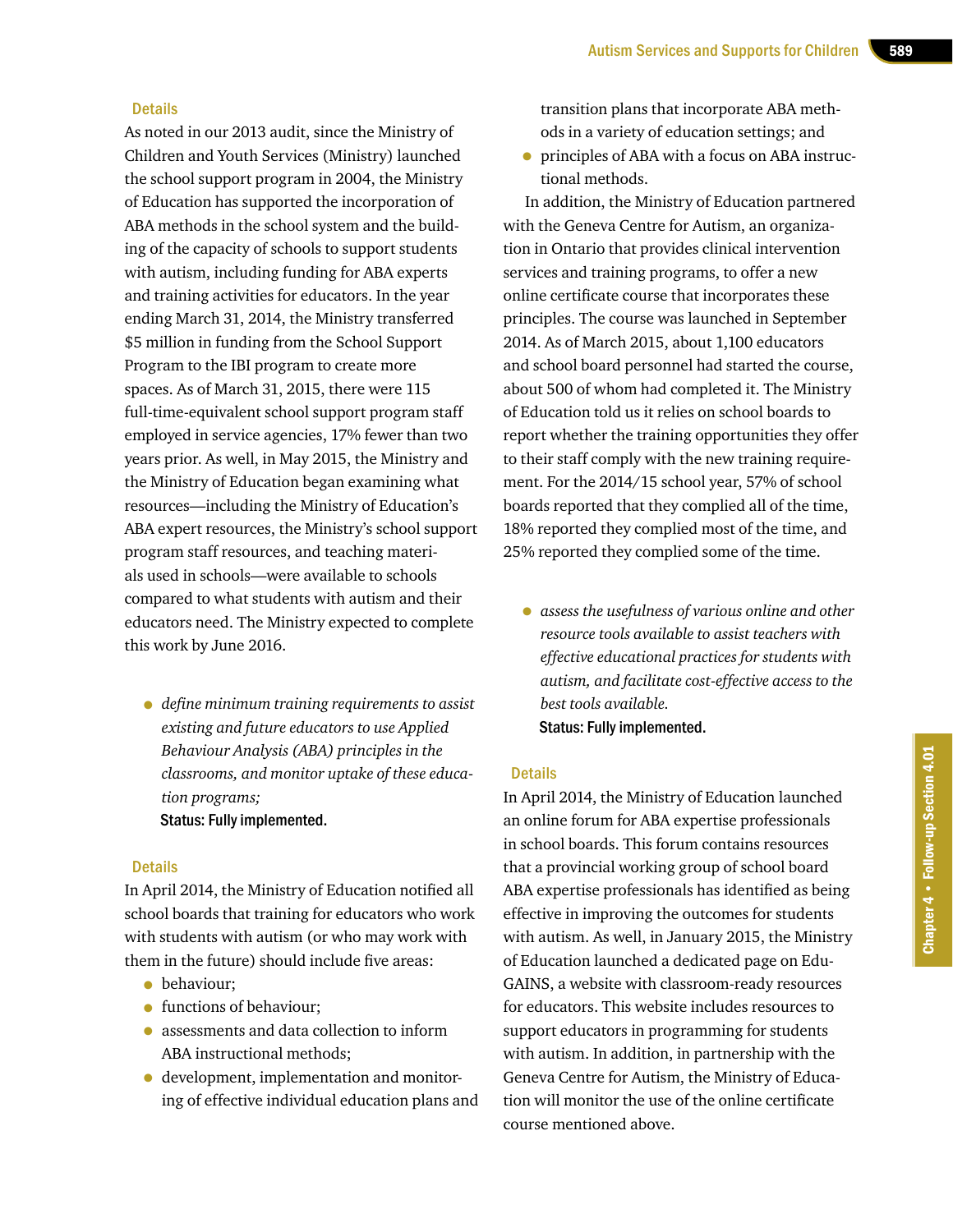### Details

As noted in our 2013 audit, since the Ministry of Children and Youth Services (Ministry) launched the school support program in 2004, the Ministry of Education has supported the incorporation of ABA methods in the school system and the building of the capacity of schools to support students with autism, including funding for ABA experts and training activities for educators. In the year ending March 31, 2014, the Ministry transferred $5 million in funding from the School Support Program to the IBI program to create more spaces. As of March 31, 2015, there were 115 full-time-equivalent school support program staff employed in service agencies, 17% fewer than two years prior. As well, in May 2015, the Ministry and the Ministry of Education began examining what resources—including the Ministry of Education's ABA expert resources, the Ministry's school support program staff resources, and teaching materials used in schools—were available to schools compared to what students with autism and their educators need. The Ministry expected to complete this work by June 2016.

- *define minimum training requirements to assist existing and future educators to use Applied Behaviour Analysis (ABA) principles in the classrooms, and monitor uptake of these education programs;*

**Status: Fully implemented.**

### Details

In April 2014, the Ministry of Education notified all school boards that training for educators who work with students with autism (or who may work with them in the future) should include five areas:

- behaviour;
- functions of behaviour;
- assessments and data collection to inform ABA instructional methods;
- development, implementation and monitoring of effective individual education plans and transition plans that incorporate ABA methods in a variety of education settings; and
- principles of ABA with a focus on ABA instructional methods.

In addition, the Ministry of Education partnered with the Geneva Centre for Autism, an organization in Ontario that provides clinical intervention services and training programs, to offer a new online certificate course that incorporates these principles. The course was launched in September 2014. As of March 2015, about 1,100 educators and school board personnel had started the course, about 500 of whom had completed it. The Ministry of Education told us it relies on school boards to report whether the training opportunities they offer to their staff comply with the new training requirement. For the 2014/15 school year, 57% of school boards reported that they complied all of the time, 18% reported they complied most of the time, and 25% reported they complied some of the time.

- *assess the usefulness of various online and other resource tools available to assist teachers with effective educational practices for students with autism, and facilitate cost-effective access to the best tools available.*

**Status: Fully implemented.**

### Details

In April 2014, the Ministry of Education launched an online forum for ABA expertise professionals in school boards. This forum contains resources that a provincial working group of school board ABA expertise professionals has identified as being effective in improving the outcomes for students with autism. As well, in January 2015, the Ministry of Education launched a dedicated page on EduGAINS, a website with classroom-ready resources for educators. This website includes resources to support educators in programming for students with autism. In addition, in partnership with the Geneva Centre for Autism, the Ministry of Education will monitor the use of the online certificate course mentioned above.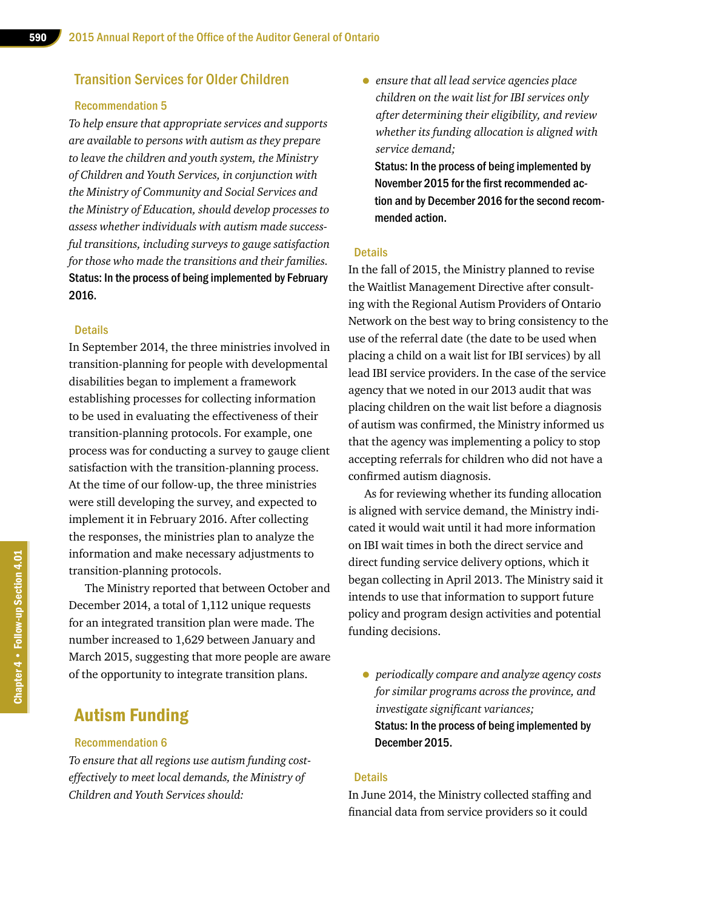## Transition Services for Older Children

### Recommendation 5

*To help ensure that appropriate services and supports are available to persons with autism as they prepare to leave the children and youth system, the Ministry of Children and Youth Services, in conjunction with the Ministry of Community and Social Services and the Ministry of Education, should develop processes to assess whether individuals with autism made successful transitions, including surveys to gauge satisfaction for those who made the transitions and their families.*

**Status: In the process of being implemented by February 2016.**

### Details

In September 2014, the three ministries involved in transition-planning for people with developmental disabilities began to implement a framework establishing processes for collecting information to be used in evaluating the effectiveness of their transition-planning protocols. For example, one process was for conducting a survey to gauge client satisfaction with the transition-planning process. At the time of our follow-up, the three ministries were still developing the survey, and expected to implement it in February 2016. After collecting the responses, the ministries plan to analyze the information and make necessary adjustments to transition-planning protocols.

The Ministry reported that between October and December 2014, a total of 1,112 unique requests for an integrated transition plan were made. The number increased to 1,629 between January and March 2015, suggesting that more people are aware of the opportunity to integrate transition plans.

## Autism Funding

### Recommendation 6

*To ensure that all regions use autism funding cost-effectively to meet local demands, the Ministry of Children and Youth Services should:*

- *ensure that all lead service agencies place children on the wait list for IBI services only after determining their eligibility, and review whether its funding allocation is aligned with service demand;*

  **Status: In the process of being implemented by November 2015 for the first recommended action and by December 2016 for the second recommended action.**

### Details

In the fall of 2015, the Ministry planned to revise the Waitlist Management Directive after consulting with the Regional Autism Providers of Ontario Network on the best way to bring consistency to the use of the referral date (the date to be used when placing a child on a wait list for IBI services) by all lead IBI service providers. In the case of the service agency that we noted in our 2013 audit that was placing children on the wait list before a diagnosis of autism was confirmed, the Ministry informed us that the agency was implementing a policy to stop accepting referrals for children who did not have a confirmed autism diagnosis.

As for reviewing whether its funding allocation is aligned with service demand, the Ministry indicated it would wait until it had more information on IBI wait times in both the direct service and direct funding service delivery options, which it began collecting in April 2013. The Ministry said it intends to use that information to support future policy and program design activities and potential funding decisions.

- *periodically compare and analyze agency costs for similar programs across the province, and investigate significant variances;*

  **Status: In the process of being implemented by December 2015.**

### Details

In June 2014, the Ministry collected staffing and financial data from service providers so it could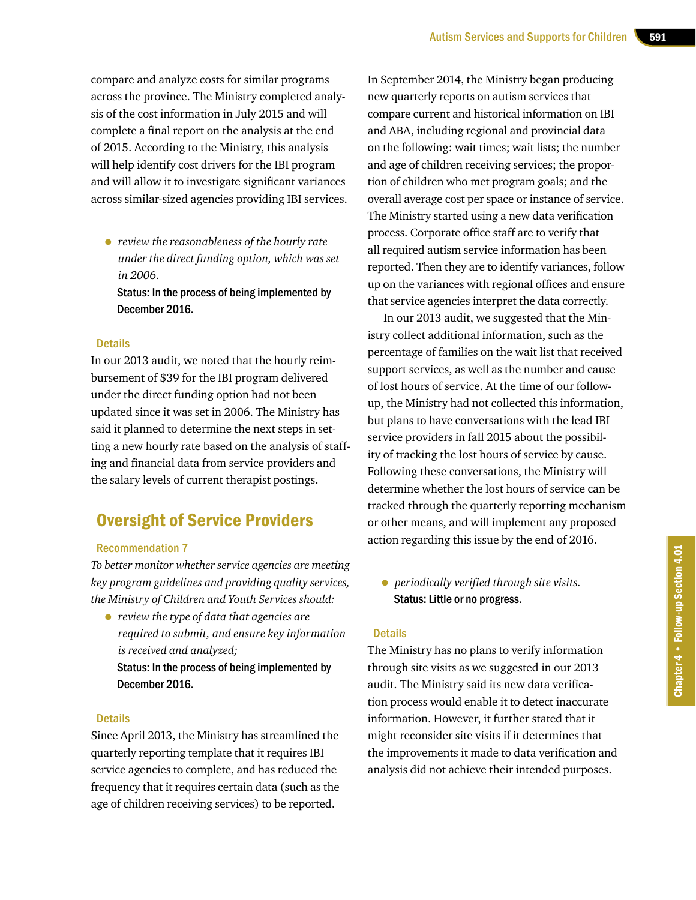compare and analyze costs for similar programs across the province. The Ministry completed analysis of the cost information in July 2015 and will complete a final report on the analysis at the end of 2015. According to the Ministry, this analysis will help identify cost drivers for the IBI program and will allow it to investigate significant variances across similar-sized agencies providing IBI services.

- *review the reasonableness of the hourly rate under the direct funding option, which was set in 2006.*

  **Status: In the process of being implemented by December 2016.**

### Details

In our 2013 audit, we noted that the hourly reimbursement of $39 for the IBI program delivered under the direct funding option had not been updated since it was set in 2006. The Ministry has said it planned to determine the next steps in setting a new hourly rate based on the analysis of staffing and financial data from service providers and the salary levels of current therapist postings.

## Oversight of Service Providers

### Recommendation 7

*To better monitor whether service agencies are meeting key program guidelines and providing quality services, the Ministry of Children and Youth Services should:*

- *review the type of data that agencies are required to submit, and ensure key information is received and analyzed;*

  **Status: In the process of being implemented by December 2016.**

### Details

Since April 2013, the Ministry has streamlined the quarterly reporting template that it requires IBI service agencies to complete, and has reduced the frequency that it requires certain data (such as the age of children receiving services) to be reported.

In September 2014, the Ministry began producing new quarterly reports on autism services that compare current and historical information on IBI and ABA, including regional and provincial data on the following: wait times; wait lists; the number and age of children receiving services; the proportion of children who met program goals; and the overall average cost per space or instance of service. The Ministry started using a new data verification process. Corporate office staff are to verify that all required autism service information has been reported. Then they are to identify variances, follow up on the variances with regional offices and ensure that service agencies interpret the data correctly.

In our 2013 audit, we suggested that the Ministry collect additional information, such as the percentage of families on the wait list that received support services, as well as the number and cause of lost hours of service. At the time of our follow-up, the Ministry had not collected this information, but plans to have conversations with the lead IBI service providers in fall 2015 about the possibility of tracking the lost hours of service by cause. Following these conversations, the Ministry will determine whether the lost hours of service can be tracked through the quarterly reporting mechanism or other means, and will implement any proposed action regarding this issue by the end of 2016.

- *periodically verified through site visits.*

  **Status: Little or no progress.**

### Details

The Ministry has no plans to verify information through site visits as we suggested in our 2013 audit. The Ministry said its new data verification process would enable it to detect inaccurate information. However, it further stated that it might reconsider site visits if it determines that the improvements it made to data verification and analysis did not achieve their intended purposes.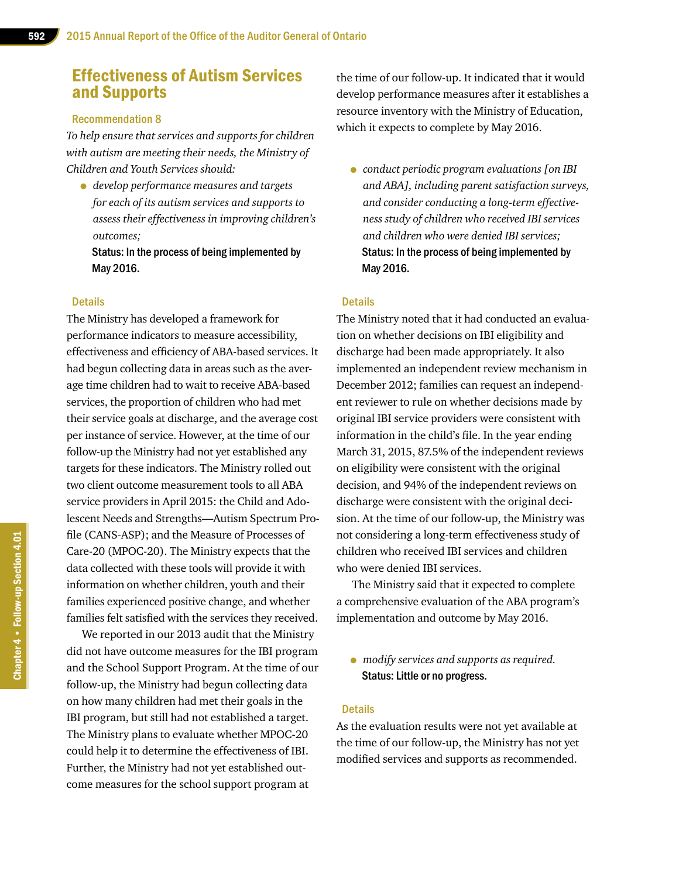## Effectiveness of Autism Services and Supports

### Recommendation 8

*To help ensure that services and supports for children with autism are meeting their needs, the Ministry of Children and Youth Services should:*

- *develop performance measures and targets for each of its autism services and supports to assess their effectiveness in improving children's outcomes;*

  **Status: In the process of being implemented by May 2016.**

#### Details

The Ministry has developed a framework for performance indicators to measure accessibility, effectiveness and efficiency of ABA-based services. It had begun collecting data in areas such as the average time children had to wait to receive ABA-based services, the proportion of children who had met their service goals at discharge, and the average cost per instance of service. However, at the time of our follow-up the Ministry had not yet established any targets for these indicators. The Ministry rolled out two client outcome measurement tools to all ABA service providers in April 2015: the Child and Adolescent Needs and Strengths—Autism Spectrum Profile (CANS-ASP); and the Measure of Processes of Care-20 (MPOC-20). The Ministry expects that the data collected with these tools will provide it with information on whether children, youth and their families experienced positive change, and whether families felt satisfied with the services they received.

We reported in our 2013 audit that the Ministry did not have outcome measures for the IBI program and the School Support Program. At the time of our follow-up, the Ministry had begun collecting data on how many children had met their goals in the IBI program, but still had not established a target. The Ministry plans to evaluate whether MPOC-20 could help it to determine the effectiveness of IBI. Further, the Ministry had not yet established outcome measures for the school support program at the time of our follow-up. It indicated that it would develop performance measures after it establishes a resource inventory with the Ministry of Education, which it expects to complete by May 2016.

- *conduct periodic program evaluations [on IBI and ABA], including parent satisfaction surveys, and consider conducting a long-term effectiveness study of children who received IBI services and children who were denied IBI services;*

  **Status: In the process of being implemented by May 2016.**

#### Details

The Ministry noted that it had conducted an evaluation on whether decisions on IBI eligibility and discharge had been made appropriately. It also implemented an independent review mechanism in December 2012; families can request an independent reviewer to rule on whether decisions made by original IBI service providers were consistent with information in the child's file. In the year ending March 31, 2015, 87.5% of the independent reviews on eligibility were consistent with the original decision, and 94% of the independent reviews on discharge were consistent with the original decision. At the time of our follow-up, the Ministry was not considering a long-term effectiveness study of children who received IBI services and children who were denied IBI services.

The Ministry said that it expected to complete a comprehensive evaluation of the ABA program's implementation and outcome by May 2016.

- *modify services and supports as required.*

  **Status: Little or no progress.**

#### Details

As the evaluation results were not yet available at the time of our follow-up, the Ministry has not yet modified services and supports as recommended.